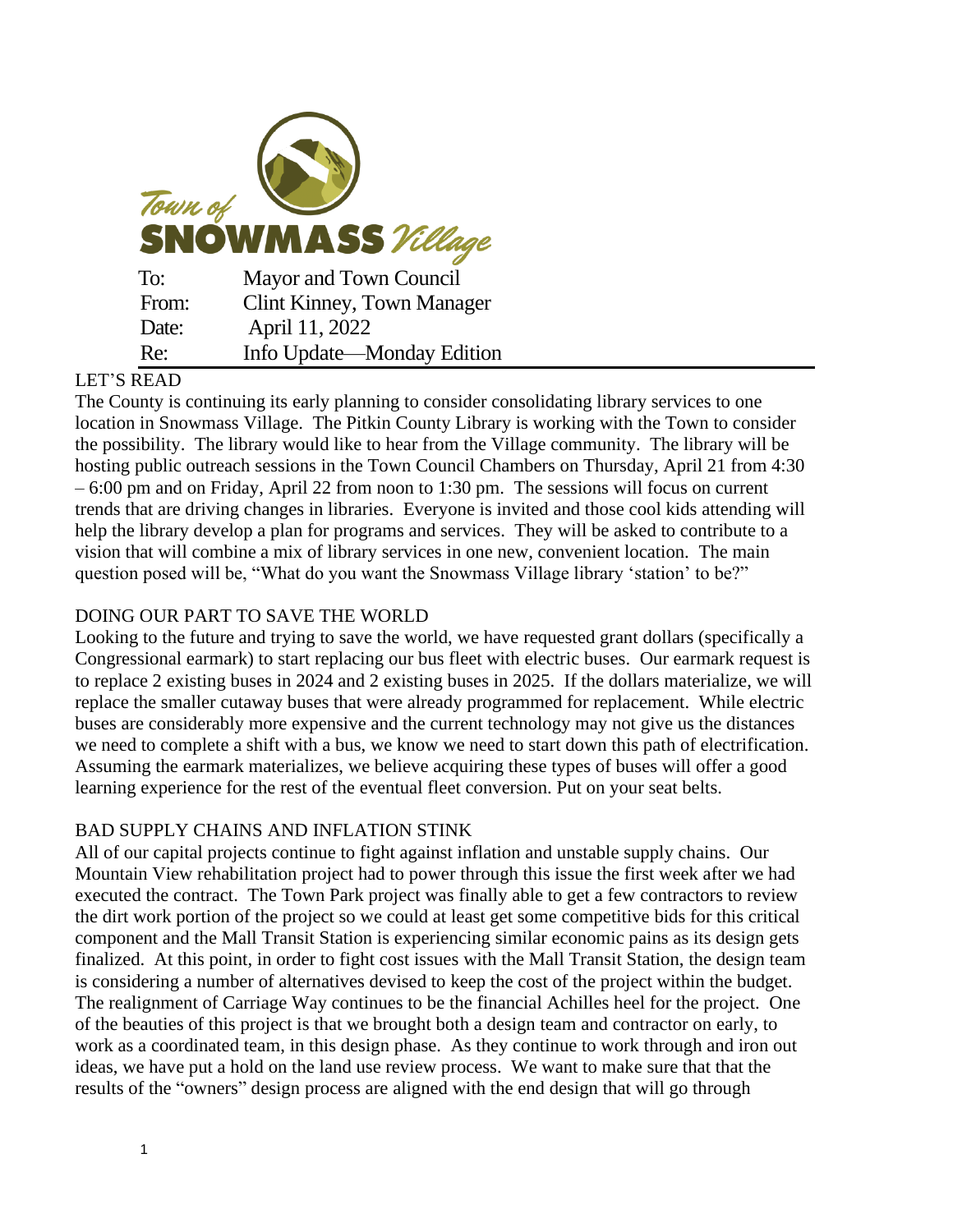Town of SNOWMASS Village

| | |
|---|---|
| To: | Mayor and Town Council |
| From: | Clint Kinney, Town Manager |
| Date: | April 11, 2022 |
| Re: | Info Update—Monday Edition |

## LET'S READ

The County is continuing its early planning to consider consolidating library services to one location in Snowmass Village. The Pitkin County Library is working with the Town to consider the possibility. The library would like to hear from the Village community. The library will be hosting public outreach sessions in the Town Council Chambers on Thursday, April 21 from 4:30 – 6:00 pm and on Friday, April 22 from noon to 1:30 pm. The sessions will focus on current trends that are driving changes in libraries. Everyone is invited and those cool kids attending will help the library develop a plan for programs and services. They will be asked to contribute to a vision that will combine a mix of library services in one new, convenient location. The main question posed will be, "What do you want the Snowmass Village library 'station' to be?"

## DOING OUR PART TO SAVE THE WORLD

Looking to the future and trying to save the world, we have requested grant dollars (specifically a Congressional earmark) to start replacing our bus fleet with electric buses. Our earmark request is to replace 2 existing buses in 2024 and 2 existing buses in 2025. If the dollars materialize, we will replace the smaller cutaway buses that were already programmed for replacement. While electric buses are considerably more expensive and the current technology may not give us the distances we need to complete a shift with a bus, we know we need to start down this path of electrification. Assuming the earmark materializes, we believe acquiring these types of buses will offer a good learning experience for the rest of the eventual fleet conversion. Put on your seat belts.

## BAD SUPPLY CHAINS AND INFLATION STINK

All of our capital projects continue to fight against inflation and unstable supply chains. Our Mountain View rehabilitation project had to power through this issue the first week after we had executed the contract. The Town Park project was finally able to get a few contractors to review the dirt work portion of the project so we could at least get some competitive bids for this critical component and the Mall Transit Station is experiencing similar economic pains as its design gets finalized. At this point, in order to fight cost issues with the Mall Transit Station, the design team is considering a number of alternatives devised to keep the cost of the project within the budget. The realignment of Carriage Way continues to be the financial Achilles heel for the project. One of the beauties of this project is that we brought both a design team and contractor on early, to work as a coordinated team, in this design phase. As they continue to work through and iron out ideas, we have put a hold on the land use review process. We want to make sure that that the results of the "owners" design process are aligned with the end design that will go through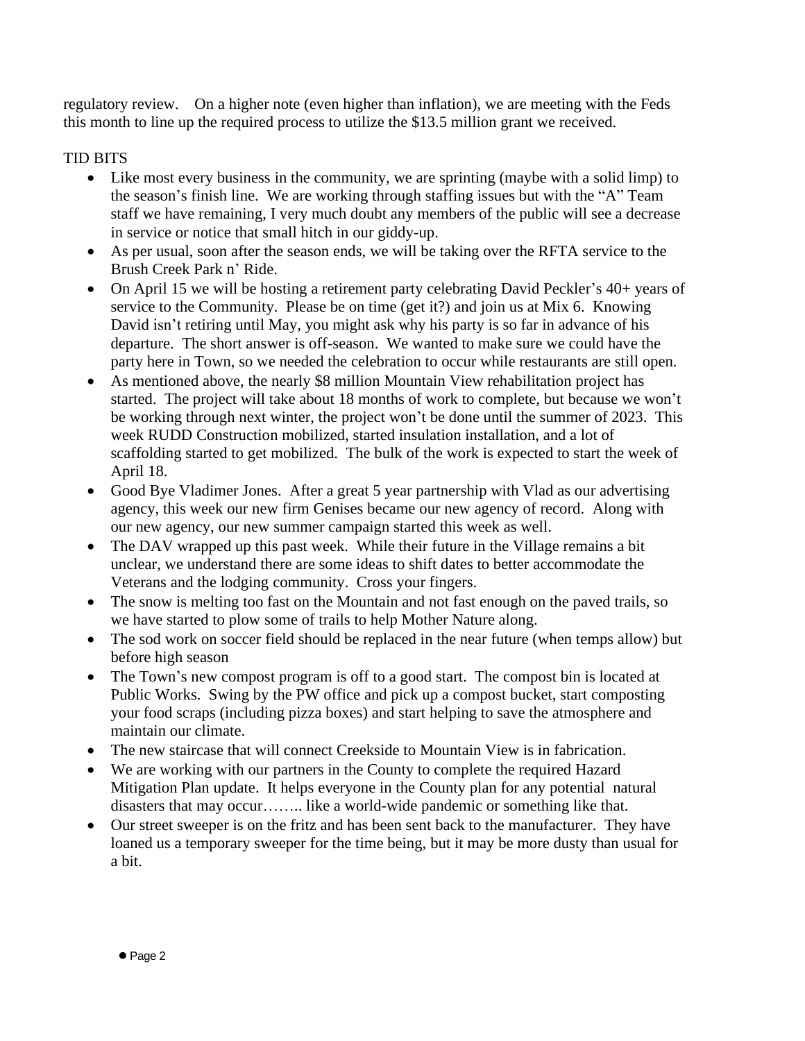regulatory review.    On a higher note (even higher than inflation), we are meeting with the Feds this month to line up the required process to utilize the $13.5 million grant we received.

TID BITS

- Like most every business in the community, we are sprinting (maybe with a solid limp) to the season's finish line. We are working through staffing issues but with the "A" Team staff we have remaining, I very much doubt any members of the public will see a decrease in service or notice that small hitch in our giddy-up.
- As per usual, soon after the season ends, we will be taking over the RFTA service to the Brush Creek Park n' Ride.
- On April 15 we will be hosting a retirement party celebrating David Peckler's 40+ years of service to the Community. Please be on time (get it?) and join us at Mix 6. Knowing David isn't retiring until May, you might ask why his party is so far in advance of his departure. The short answer is off-season. We wanted to make sure we could have the party here in Town, so we needed the celebration to occur while restaurants are still open.
- As mentioned above, the nearly $8 million Mountain View rehabilitation project has started. The project will take about 18 months of work to complete, but because we won't be working through next winter, the project won't be done until the summer of 2023. This week RUDD Construction mobilized, started insulation installation, and a lot of scaffolding started to get mobilized. The bulk of the work is expected to start the week of April 18.
- Good Bye Vladimer Jones. After a great 5 year partnership with Vlad as our advertising agency, this week our new firm Genises became our new agency of record. Along with our new agency, our new summer campaign started this week as well.
- The DAV wrapped up this past week. While their future in the Village remains a bit unclear, we understand there are some ideas to shift dates to better accommodate the Veterans and the lodging community. Cross your fingers.
- The snow is melting too fast on the Mountain and not fast enough on the paved trails, so we have started to plow some of trails to help Mother Nature along.
- The sod work on soccer field should be replaced in the near future (when temps allow) but before high season
- The Town's new compost program is off to a good start. The compost bin is located at Public Works. Swing by the PW office and pick up a compost bucket, start composting your food scraps (including pizza boxes) and start helping to save the atmosphere and maintain our climate.
- The new staircase that will connect Creekside to Mountain View is in fabrication.
- We are working with our partners in the County to complete the required Hazard Mitigation Plan update. It helps everyone in the County plan for any potential natural disasters that may occur…….. like a world-wide pandemic or something like that.
- Our street sweeper is on the fritz and has been sent back to the manufacturer. They have loaned us a temporary sweeper for the time being, but it may be more dusty than usual for a bit.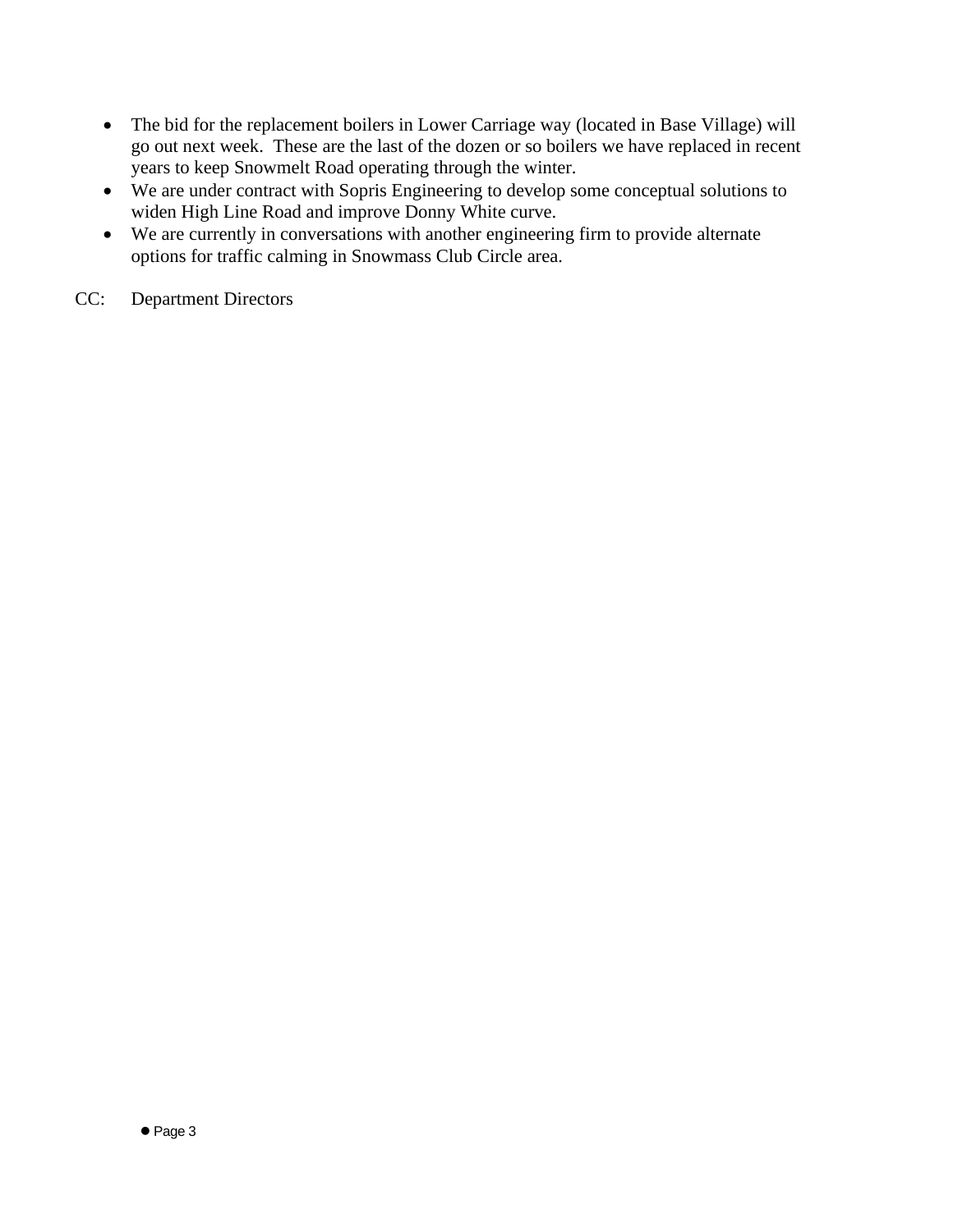- The bid for the replacement boilers in Lower Carriage way (located in Base Village) will go out next week. These are the last of the dozen or so boilers we have replaced in recent years to keep Snowmelt Road operating through the winter.
- We are under contract with Sopris Engineering to develop some conceptual solutions to widen High Line Road and improve Donny White curve.
- We are currently in conversations with another engineering firm to provide alternate options for traffic calming in Snowmass Club Circle area.

CC: Department Directors